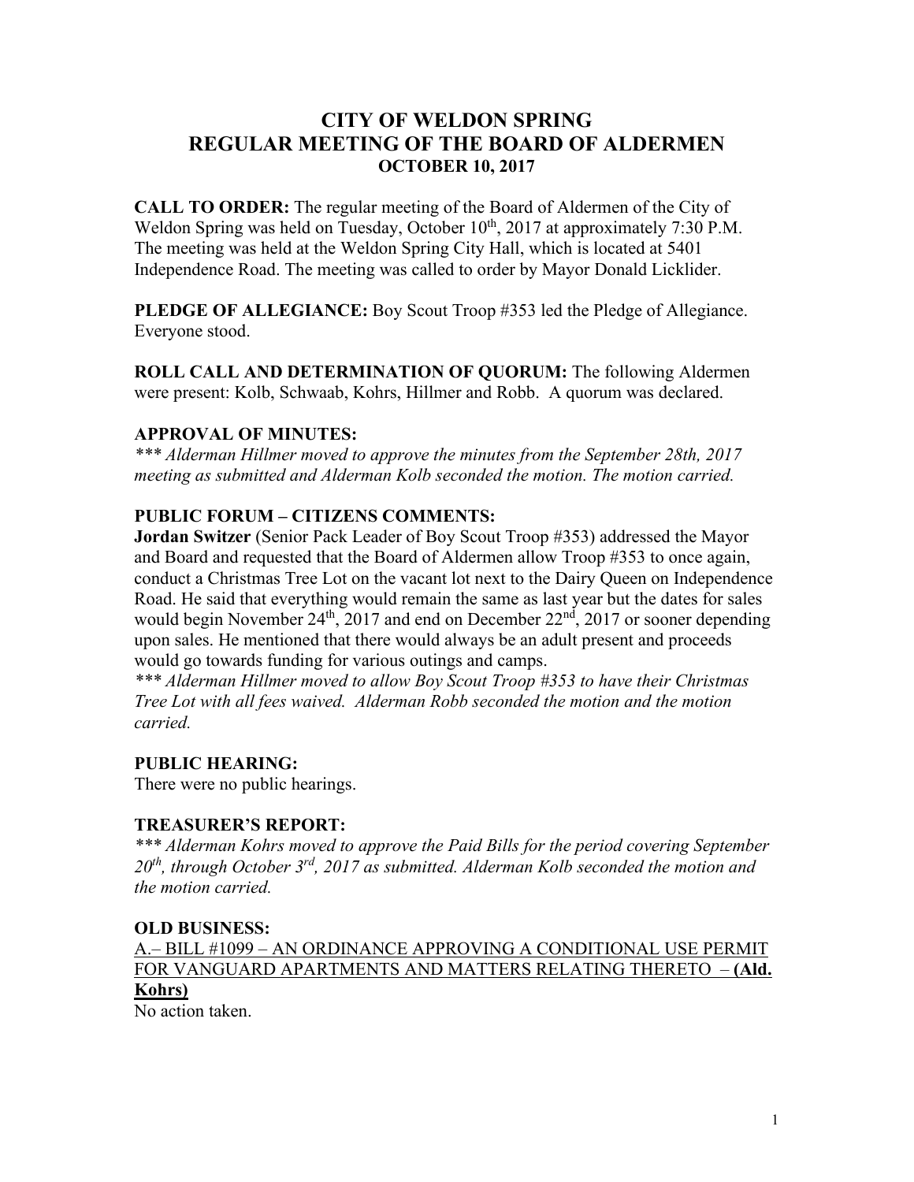# CITY OF WELDON SPRING
# REGULAR MEETING OF THE BOARD OF ALDERMEN
### OCTOBER 10, 2017

**CALL TO ORDER:** The regular meeting of the Board of Aldermen of the City of Weldon Spring was held on Tuesday, October 10th, 2017 at approximately 7:30 P.M. The meeting was held at the Weldon Spring City Hall, which is located at 5401 Independence Road. The meeting was called to order by Mayor Donald Licklider.

**PLEDGE OF ALLEGIANCE:** Boy Scout Troop #353 led the Pledge of Allegiance. Everyone stood.

**ROLL CALL AND DETERMINATION OF QUORUM:** The following Aldermen were present: Kolb, Schwaab, Kohrs, Hillmer and Robb. A quorum was declared.

**APPROVAL OF MINUTES:**

*\*\*\* Alderman Hillmer moved to approve the minutes from the September 28th, 2017 meeting as submitted and Alderman Kolb seconded the motion. The motion carried.*

**PUBLIC FORUM – CITIZENS COMMENTS:**

**Jordan Switzer** (Senior Pack Leader of Boy Scout Troop #353) addressed the Mayor and Board and requested that the Board of Aldermen allow Troop #353 to once again, conduct a Christmas Tree Lot on the vacant lot next to the Dairy Queen on Independence Road. He said that everything would remain the same as last year but the dates for sales would begin November 24th, 2017 and end on December 22nd, 2017 or sooner depending upon sales. He mentioned that there would always be an adult present and proceeds would go towards funding for various outings and camps.

*\*\*\* Alderman Hillmer moved to allow Boy Scout Troop #353 to have their Christmas Tree Lot with all fees waived. Alderman Robb seconded the motion and the motion carried.*

**PUBLIC HEARING:**

There were no public hearings.

**TREASURER'S REPORT:**

*\*\*\* Alderman Kohrs moved to approve the Paid Bills for the period covering September 20th, through October 3rd, 2017 as submitted. Alderman Kolb seconded the motion and the motion carried.*

**OLD BUSINESS:**

<u>A.– BILL #1099 – AN ORDINANCE APPROVING A CONDITIONAL USE PERMIT FOR VANGUARD APARTMENTS AND MATTERS RELATING THERETO – **(Ald. Kohrs)**</u>

No action taken.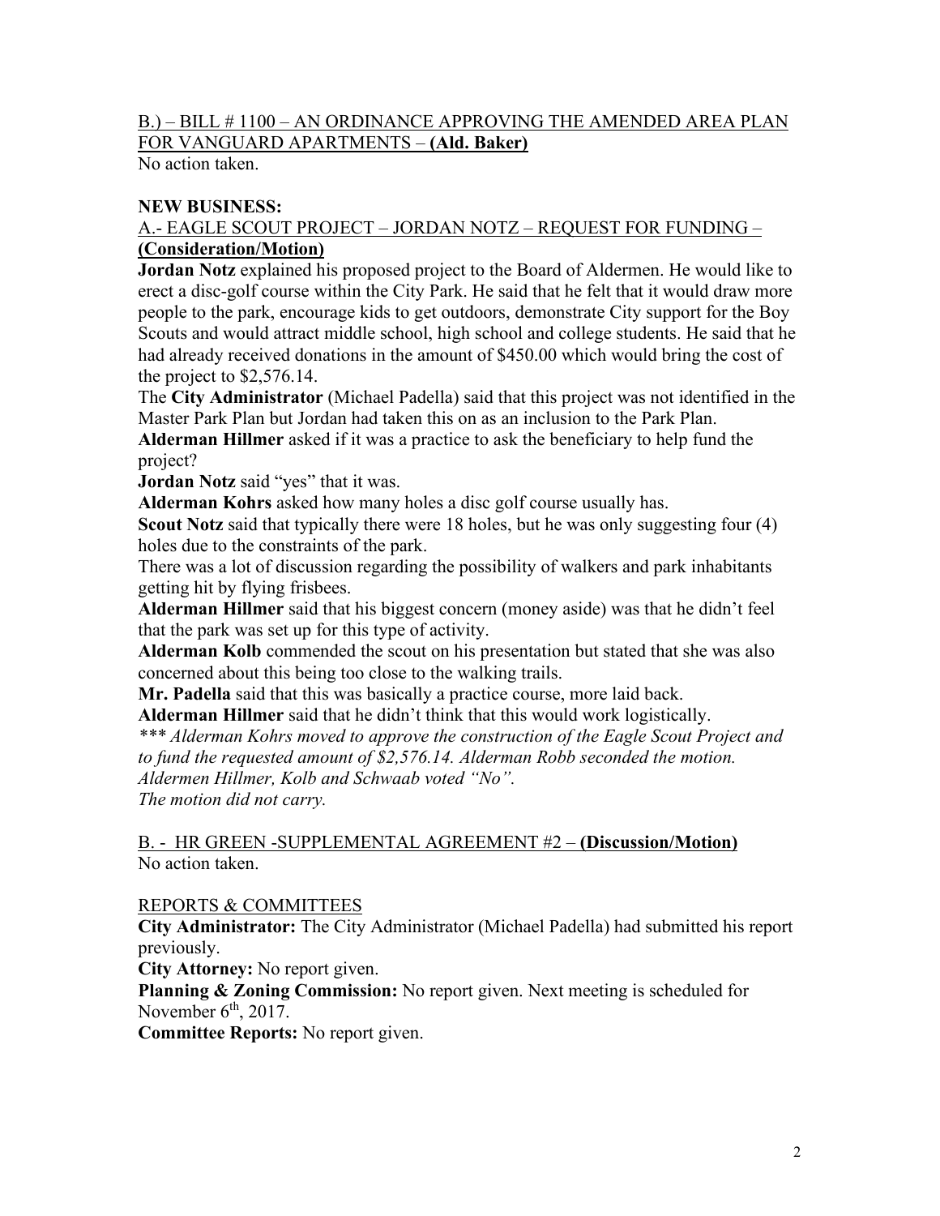<u>B.) – BILL # 1100 – AN ORDINANCE APPROVING THE AMENDED AREA PLAN FOR VANGUARD APARTMENTS – **(Ald. Baker)**</u>
No action taken.

**NEW BUSINESS:**

<u>A.- EAGLE SCOUT PROJECT – JORDAN NOTZ – REQUEST FOR FUNDING – **(Consideration/Motion)**</u>

**Jordan Notz** explained his proposed project to the Board of Aldermen. He would like to erect a disc-golf course within the City Park. He said that he felt that it would draw more people to the park, encourage kids to get outdoors, demonstrate City support for the Boy Scouts and would attract middle school, high school and college students. He said that he had already received donations in the amount of $450.00 which would bring the cost of the project to $2,576.14.

The **City Administrator** (Michael Padella) said that this project was not identified in the Master Park Plan but Jordan had taken this on as an inclusion to the Park Plan.

**Alderman Hillmer** asked if it was a practice to ask the beneficiary to help fund the project?

**Jordan Notz** said "yes" that it was.

**Alderman Kohrs** asked how many holes a disc golf course usually has.

**Scout Notz** said that typically there were 18 holes, but he was only suggesting four (4) holes due to the constraints of the park.

There was a lot of discussion regarding the possibility of walkers and park inhabitants getting hit by flying frisbees.

**Alderman Hillmer** said that his biggest concern (money aside) was that he didn't feel that the park was set up for this type of activity.

**Alderman Kolb** commended the scout on his presentation but stated that she was also concerned about this being too close to the walking trails.

**Mr. Padella** said that this was basically a practice course, more laid back.

**Alderman Hillmer** said that he didn't think that this would work logistically.

*\*\*\* Alderman Kohrs moved to approve the construction of the Eagle Scout Project and to fund the requested amount of $2,576.14. Alderman Robb seconded the motion. Aldermen Hillmer, Kolb and Schwaab voted "No".*
*The motion did not carry.*

<u>B. - HR GREEN -SUPPLEMENTAL AGREEMENT #2 – **(Discussion/Motion)**</u>
No action taken.

<u>REPORTS & COMMITTEES</u>

**City Administrator:** The City Administrator (Michael Padella) had submitted his report previously.

**City Attorney:** No report given.

**Planning & Zoning Commission:** No report given. Next meeting is scheduled for November 6th, 2017.

**Committee Reports:** No report given.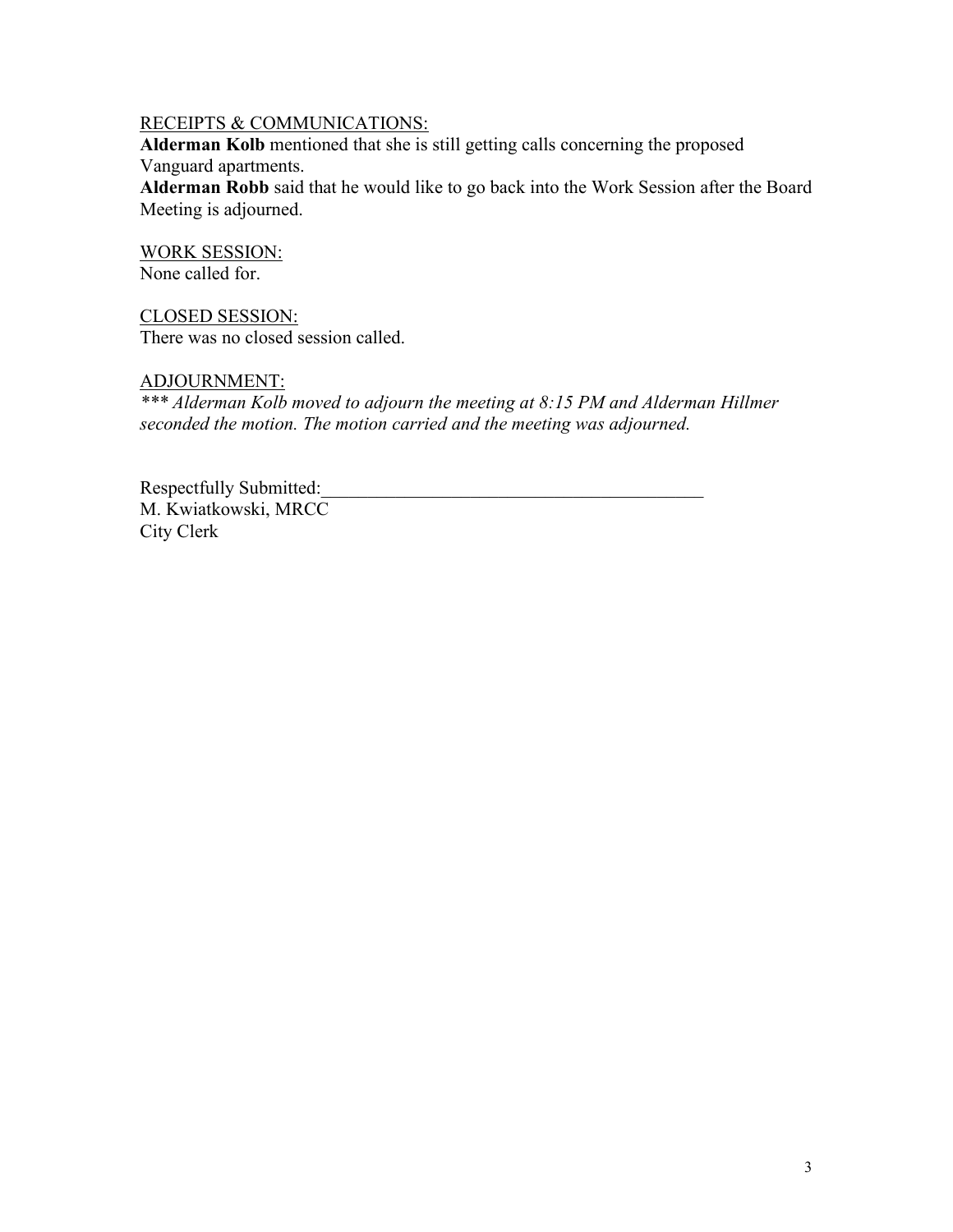RECEIPTS & COMMUNICATIONS:

**Alderman Kolb** mentioned that she is still getting calls concerning the proposed Vanguard apartments.

**Alderman Robb** said that he would like to go back into the Work Session after the Board Meeting is adjourned.

WORK SESSION:

None called for.

CLOSED SESSION:

There was no closed session called.

ADJOURNMENT:

*\*\*\* Alderman Kolb moved to adjourn the meeting at 8:15 PM and Alderman Hillmer seconded the motion. The motion carried and the meeting was adjourned.*

Respectfully Submitted:\_\_\_\_\_\_\_\_\_\_\_\_\_\_\_\_\_\_\_\_\_\_\_\_\_\_\_\_\_\_\_\_\_\_\_\_\_\_\_\_\_\_

M. Kwiatkowski, MRCC

City Clerk